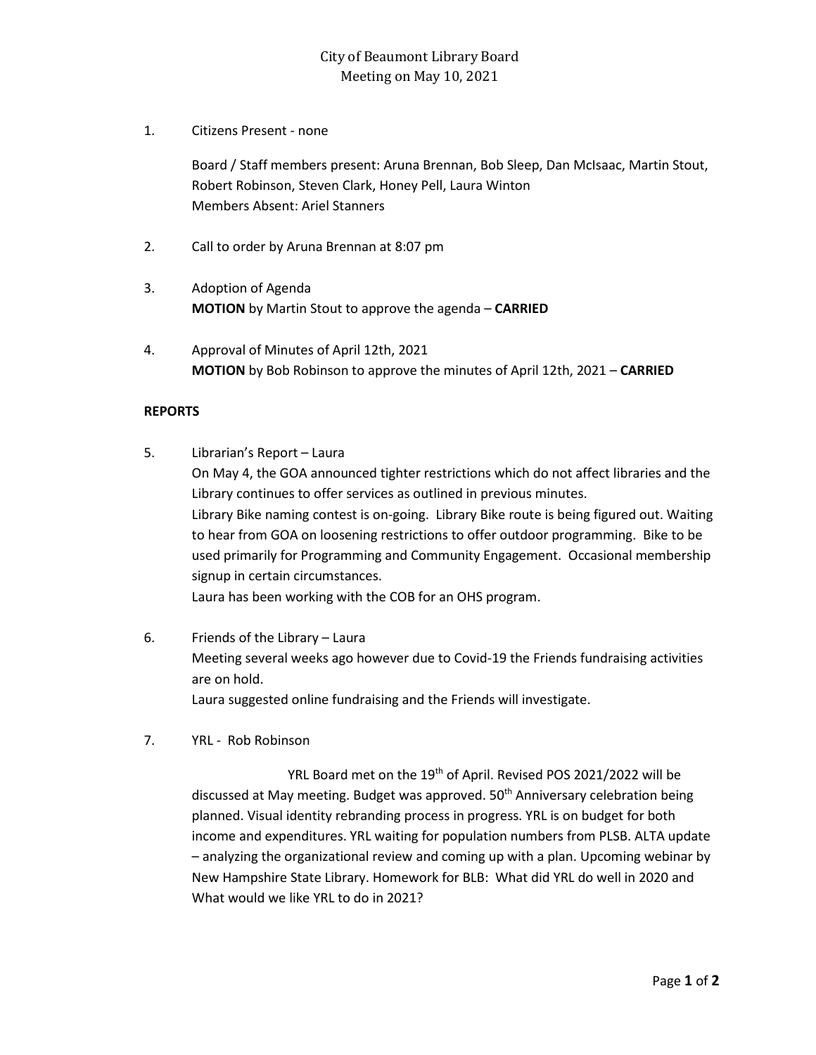# City of Beaumont Library Board
## Meeting on May 10, 2021

1. Citizens Present - none

   Board / Staff members present: Aruna Brennan, Bob Sleep, Dan McIsaac, Martin Stout, Robert Robinson, Steven Clark, Honey Pell, Laura Winton
   Members Absent: Ariel Stanners

2. Call to order by Aruna Brennan at 8:07 pm

3. Adoption of Agenda
   **MOTION** by Martin Stout to approve the agenda – **CARRIED**

4. Approval of Minutes of April 12th, 2021
   **MOTION** by Bob Robinson to approve the minutes of April 12th, 2021 – **CARRIED**

**REPORTS**

5. Librarian's Report – Laura
   On May 4, the GOA announced tighter restrictions which do not affect libraries and the Library continues to offer services as outlined in previous minutes.
   Library Bike naming contest is on-going. Library Bike route is being figured out. Waiting to hear from GOA on loosening restrictions to offer outdoor programming. Bike to be used primarily for Programming and Community Engagement. Occasional membership signup in certain circumstances.
   Laura has been working with the COB for an OHS program.

6. Friends of the Library – Laura
   Meeting several weeks ago however due to Covid-19 the Friends fundraising activities are on hold.
   Laura suggested online fundraising and the Friends will investigate.

7. YRL - Rob Robinson

   YRL Board met on the 19th of April. Revised POS 2021/2022 will be discussed at May meeting. Budget was approved. 50th Anniversary celebration being planned. Visual identity rebranding process in progress. YRL is on budget for both income and expenditures. YRL waiting for population numbers from PLSB. ALTA update – analyzing the organizational review and coming up with a plan. Upcoming webinar by New Hampshire State Library. Homework for BLB: What did YRL do well in 2020 and What would we like YRL to do in 2021?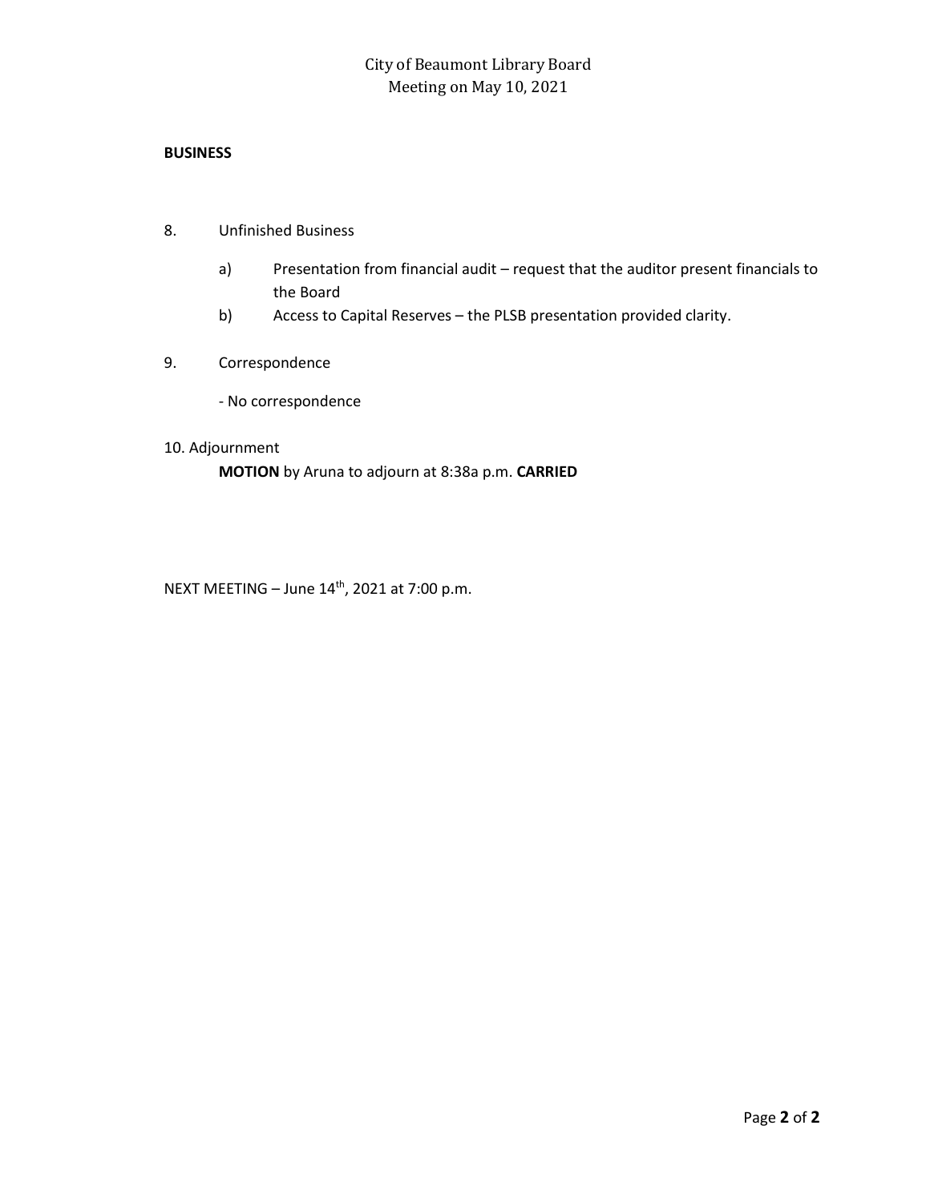**BUSINESS**

8. Unfinished Business

   a) Presentation from financial audit – request that the auditor present financials to the Board

   b) Access to Capital Reserves – the PLSB presentation provided clarity.

9. Correspondence

   - No correspondence

10. Adjournment

   **MOTION** by Aruna to adjourn at 8:38a p.m. **CARRIED**

NEXT MEETING – June 14th, 2021 at 7:00 p.m.